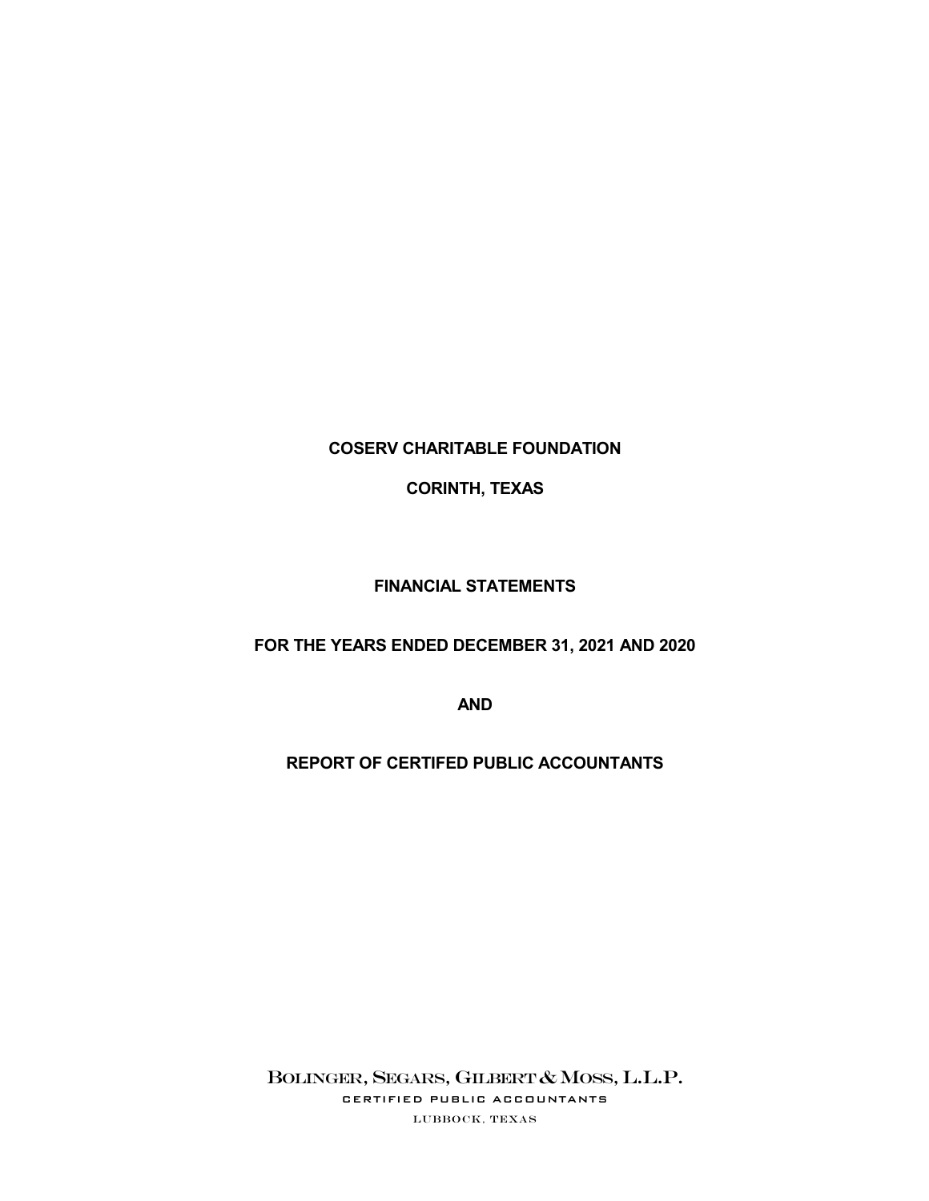**COSERV CHARITABLE FOUNDATION**

**CORINTH, TEXAS**

**FINANCIAL STATEMENTS**

**FOR THE YEARS ENDED DECEMBER 31, 2021 AND 2020**

**AND**

**REPORT OF CERTIFED PUBLIC ACCOUNTANTS**

BOLINGER, SEGARS, GILBERT & MOSS, L.L.P.

CERTIFIED PUBLIC ACCOUNTANTS

LUBBOCK, TEXAS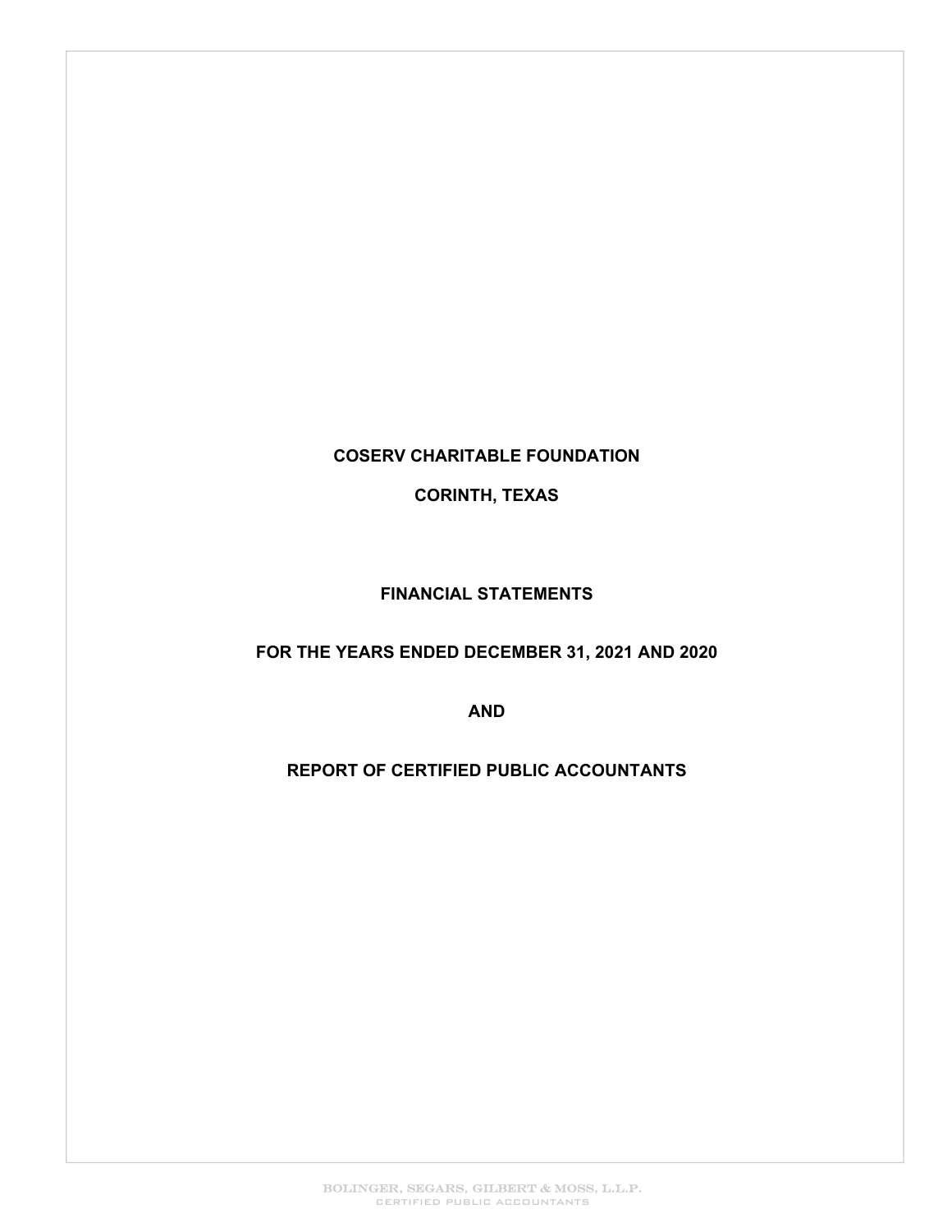# COSERV CHARITABLE FOUNDATION

## CORINTH, TEXAS

## FINANCIAL STATEMENTS

## FOR THE YEARS ENDED DECEMBER 31, 2021 AND 2020

## AND

## REPORT OF CERTIFIED PUBLIC ACCOUNTANTS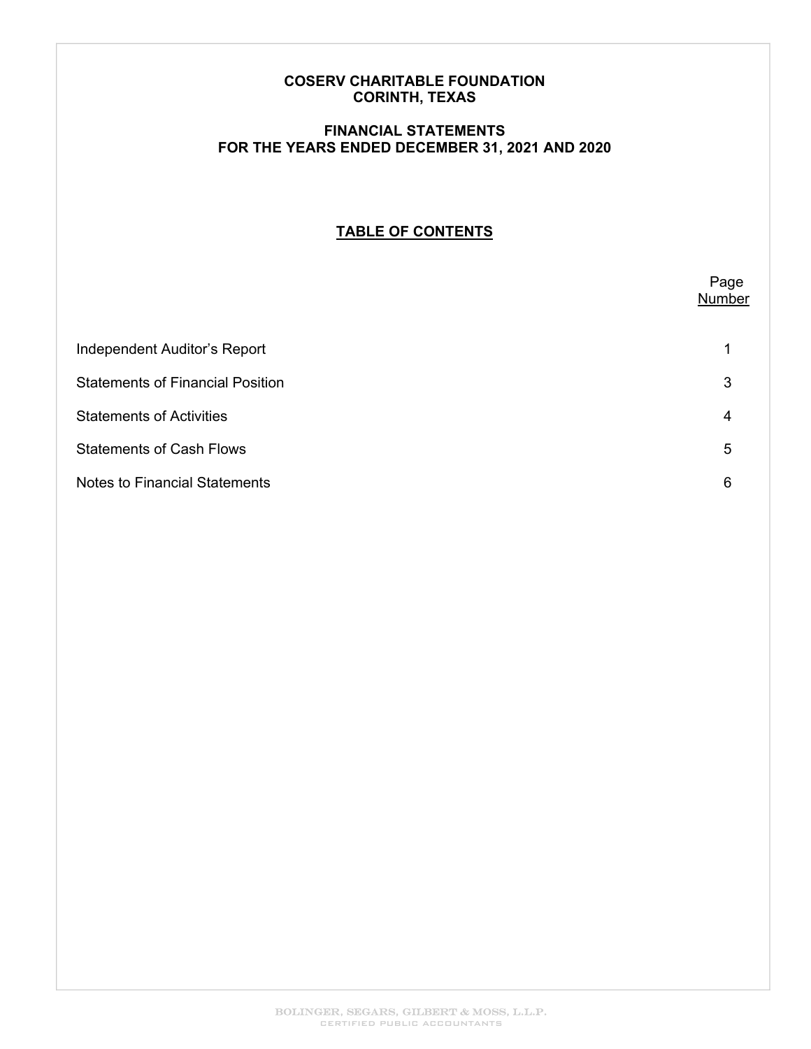**COSERV CHARITABLE FOUNDATION**
**CORINTH, TEXAS**

**FINANCIAL STATEMENTS**
**FOR THE YEARS ENDED DECEMBER 31, 2021 AND 2020**

## TABLE OF CONTENTS

| | Page Number |
|---|---|
| Independent Auditor's Report | 1 |
| Statements of Financial Position | 3 |
| Statements of Activities | 4 |
| Statements of Cash Flows | 5 |
| Notes to Financial Statements | 6 |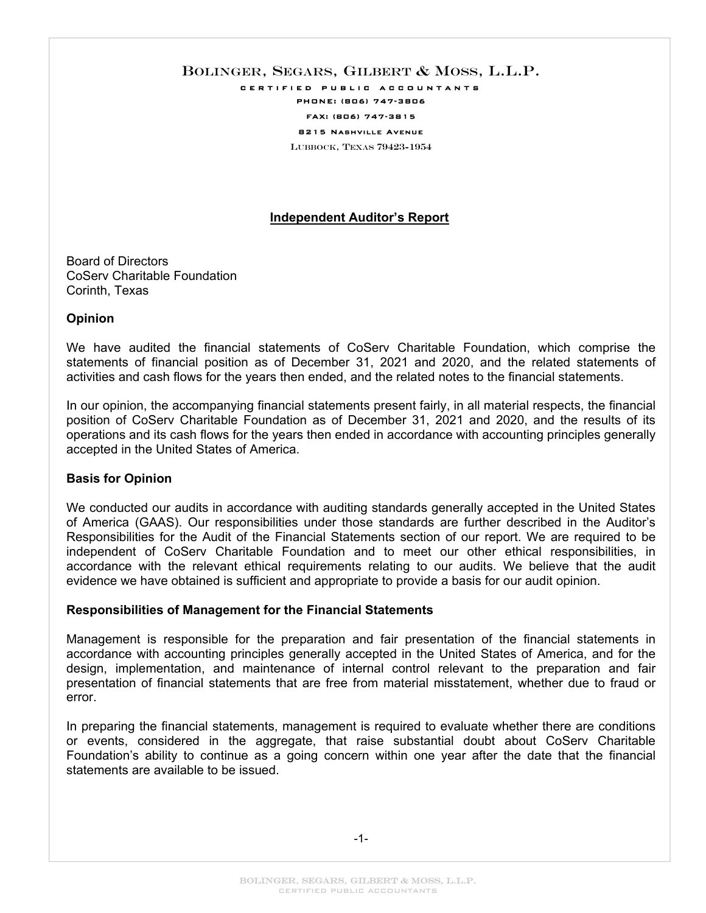BOLINGER, SEGARS, GILBERT & MOSS, L.L.P.

CERTIFIED PUBLIC ACCOUNTANTS

PHONE: (806) 747-3806

FAX: (806) 747-3815

8215 NASHVILLE AVENUE

LUBBOCK, TEXAS 79423-1954

## Independent Auditor's Report

Board of Directors
CoServ Charitable Foundation
Corinth, Texas

### Opinion

We have audited the financial statements of CoServ Charitable Foundation, which comprise the statements of financial position as of December 31, 2021 and 2020, and the related statements of activities and cash flows for the years then ended, and the related notes to the financial statements.

In our opinion, the accompanying financial statements present fairly, in all material respects, the financial position of CoServ Charitable Foundation as of December 31, 2021 and 2020, and the results of its operations and its cash flows for the years then ended in accordance with accounting principles generally accepted in the United States of America.

### Basis for Opinion

We conducted our audits in accordance with auditing standards generally accepted in the United States of America (GAAS). Our responsibilities under those standards are further described in the Auditor's Responsibilities for the Audit of the Financial Statements section of our report. We are required to be independent of CoServ Charitable Foundation and to meet our other ethical responsibilities, in accordance with the relevant ethical requirements relating to our audits. We believe that the audit evidence we have obtained is sufficient and appropriate to provide a basis for our audit opinion.

### Responsibilities of Management for the Financial Statements

Management is responsible for the preparation and fair presentation of the financial statements in accordance with accounting principles generally accepted in the United States of America, and for the design, implementation, and maintenance of internal control relevant to the preparation and fair presentation of financial statements that are free from material misstatement, whether due to fraud or error.

In preparing the financial statements, management is required to evaluate whether there are conditions or events, considered in the aggregate, that raise substantial doubt about CoServ Charitable Foundation's ability to continue as a going concern within one year after the date that the financial statements are available to be issued.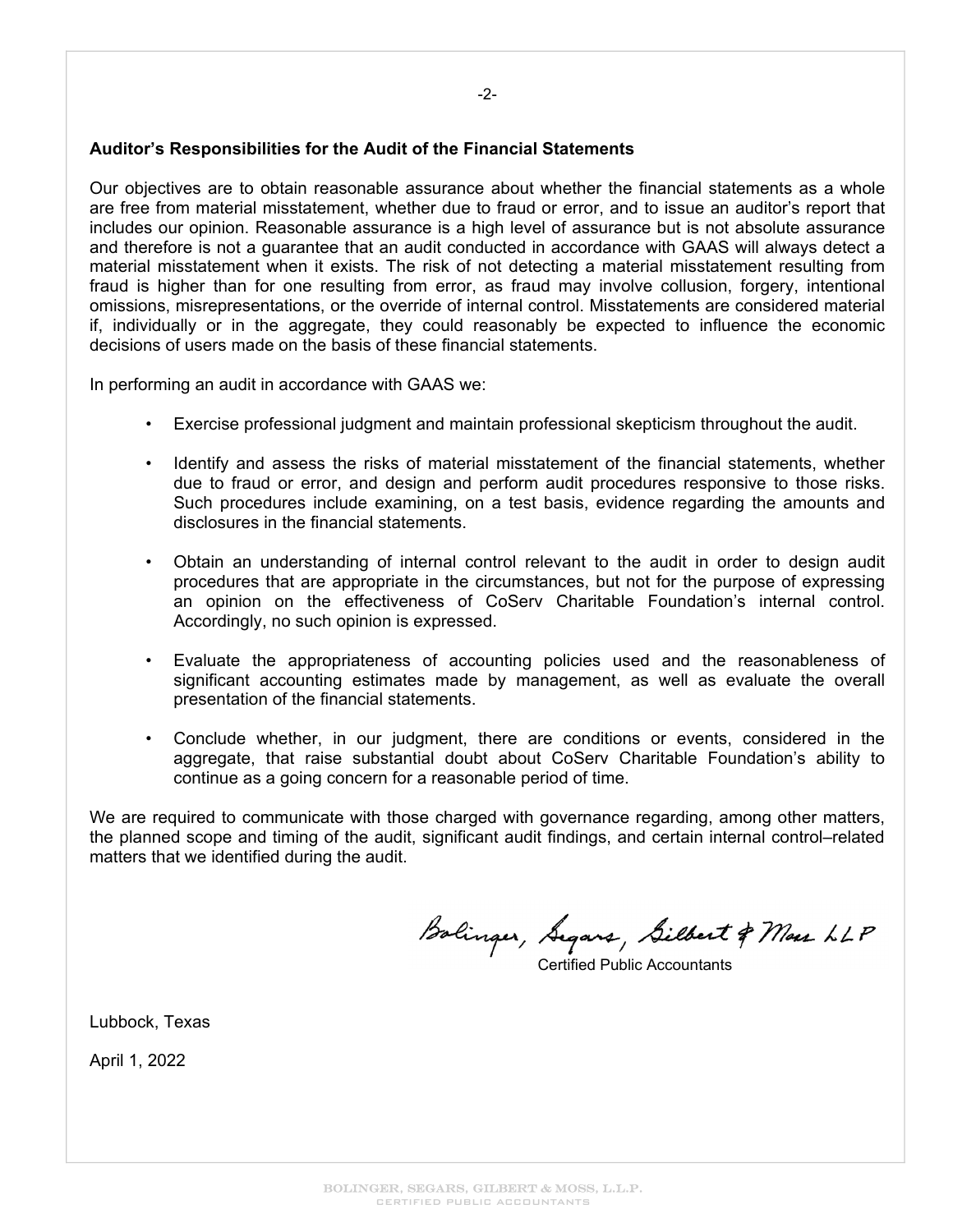**Auditor's Responsibilities for the Audit of the Financial Statements**

Our objectives are to obtain reasonable assurance about whether the financial statements as a whole are free from material misstatement, whether due to fraud or error, and to issue an auditor's report that includes our opinion. Reasonable assurance is a high level of assurance but is not absolute assurance and therefore is not a guarantee that an audit conducted in accordance with GAAS will always detect a material misstatement when it exists. The risk of not detecting a material misstatement resulting from fraud is higher than for one resulting from error, as fraud may involve collusion, forgery, intentional omissions, misrepresentations, or the override of internal control. Misstatements are considered material if, individually or in the aggregate, they could reasonably be expected to influence the economic decisions of users made on the basis of these financial statements.

In performing an audit in accordance with GAAS we:

- Exercise professional judgment and maintain professional skepticism throughout the audit.
- Identify and assess the risks of material misstatement of the financial statements, whether due to fraud or error, and design and perform audit procedures responsive to those risks. Such procedures include examining, on a test basis, evidence regarding the amounts and disclosures in the financial statements.
- Obtain an understanding of internal control relevant to the audit in order to design audit procedures that are appropriate in the circumstances, but not for the purpose of expressing an opinion on the effectiveness of CoServ Charitable Foundation's internal control. Accordingly, no such opinion is expressed.
- Evaluate the appropriateness of accounting policies used and the reasonableness of significant accounting estimates made by management, as well as evaluate the overall presentation of the financial statements.
- Conclude whether, in our judgment, there are conditions or events, considered in the aggregate, that raise substantial doubt about CoServ Charitable Foundation's ability to continue as a going concern for a reasonable period of time.

We are required to communicate with those charged with governance regarding, among other matters, the planned scope and timing of the audit, significant audit findings, and certain internal control–related matters that we identified during the audit.

Bolinger, Segars, Gilbert & Moss LLP
Certified Public Accountants

Lubbock, Texas

April 1, 2022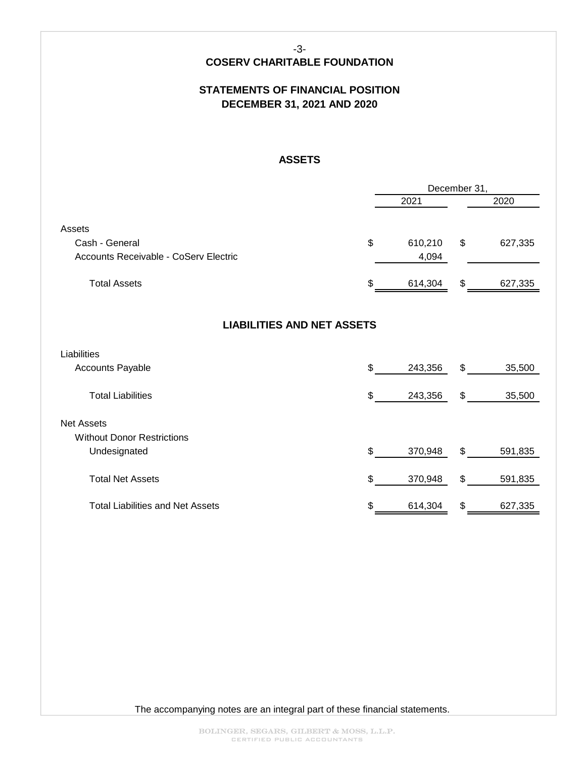# COSERV CHARITABLE FOUNDATION

## STATEMENTS OF FINANCIAL POSITION
## DECEMBER 31, 2021 AND 2020

### ASSETS

| | December 31, 2021 | December 31, 2020 |
|---|---|---|
| **Assets** | | |
| Cash - General | $ 610,210 | $ 627,335 |
| Accounts Receivable - CoServ Electric | 4,094 | |
| Total Assets | $ 614,304 | $ 627,335 |

### LIABILITIES AND NET ASSETS

| | December 31, 2021 | December 31, 2020 |
|---|---|---|
| **Liabilities** | | |
| Accounts Payable | $ 243,356 | $ 35,500 |
| Total Liabilities | $ 243,356 | $ 35,500 |
| **Net Assets** | | |
| Without Donor Restrictions | | |
| Undesignated | $ 370,948 | $ 591,835 |
| Total Net Assets | $ 370,948 | $ 591,835 |
| Total Liabilities and Net Assets | $ 614,304 | $ 627,335 |

The accompanying notes are an integral part of these financial statements.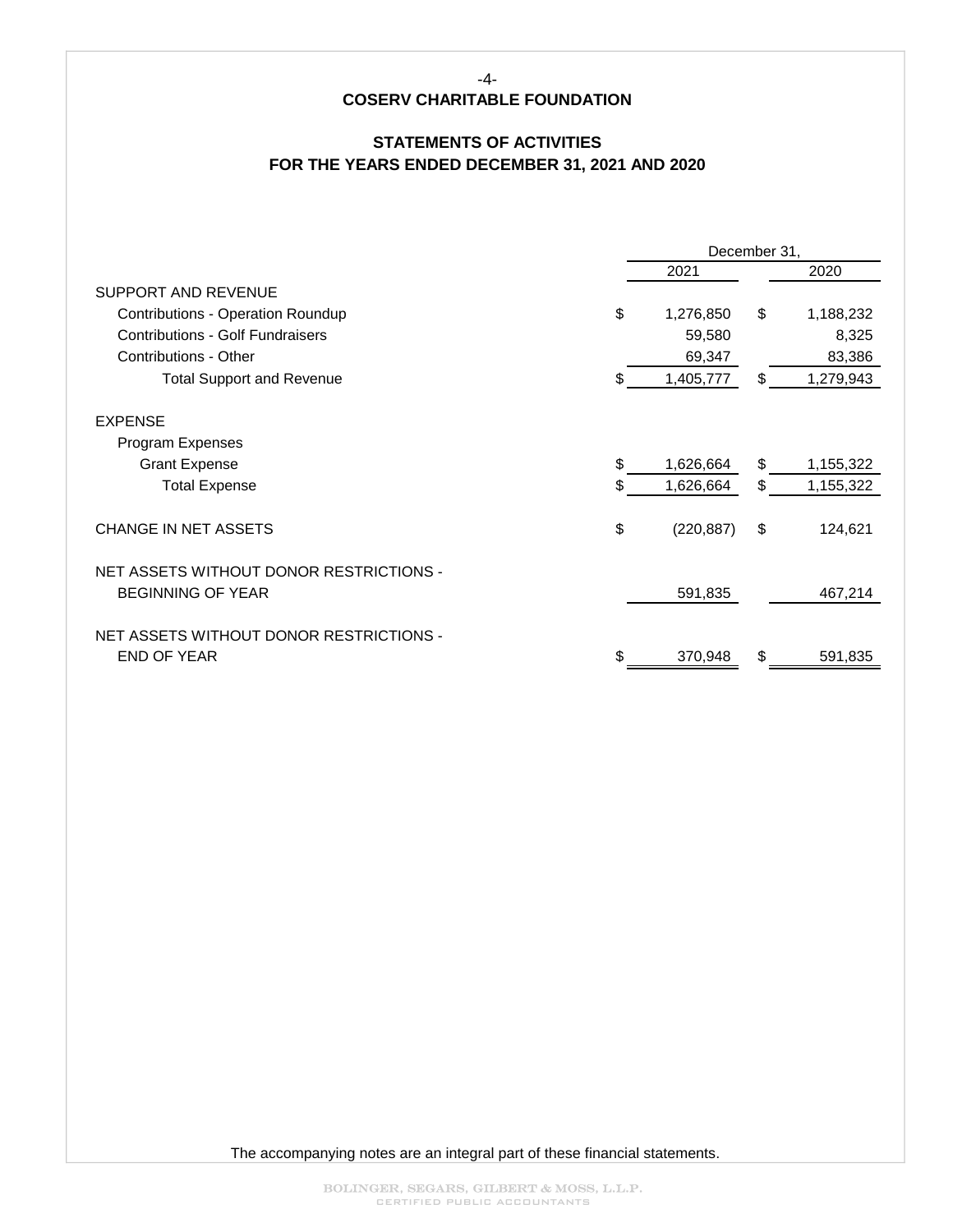# COSERV CHARITABLE FOUNDATION

## STATEMENTS OF ACTIVITIES
## FOR THE YEARS ENDED DECEMBER 31, 2021 AND 2020

| | December 31, | |
|---|---|---|
| | 2021 | 2020 |
| SUPPORT AND REVENUE | | |
| Contributions - Operation Roundup | $ 1,276,850 | $ 1,188,232 |
| Contributions - Golf Fundraisers | 59,580 | 8,325 |
| Contributions - Other | 69,347 | 83,386 |
| Total Support and Revenue | $ 1,405,777 | $ 1,279,943 |
| EXPENSE | | |
| Program Expenses | | |
| Grant Expense | $ 1,626,664 | $ 1,155,322 |
| Total Expense | $ 1,626,664 | $ 1,155,322 |
| CHANGE IN NET ASSETS | $ (220,887) | $ 124,621 |
| NET ASSETS WITHOUT DONOR RESTRICTIONS - BEGINNING OF YEAR | 591,835 | 467,214 |
| NET ASSETS WITHOUT DONOR RESTRICTIONS - END OF YEAR | $ 370,948 | $ 591,835 |

The accompanying notes are an integral part of these financial statements.

BOLINGER, SEGARS, GILBERT & MOSS, L.L.P.
CERTIFIED PUBLIC ACCOUNTANTS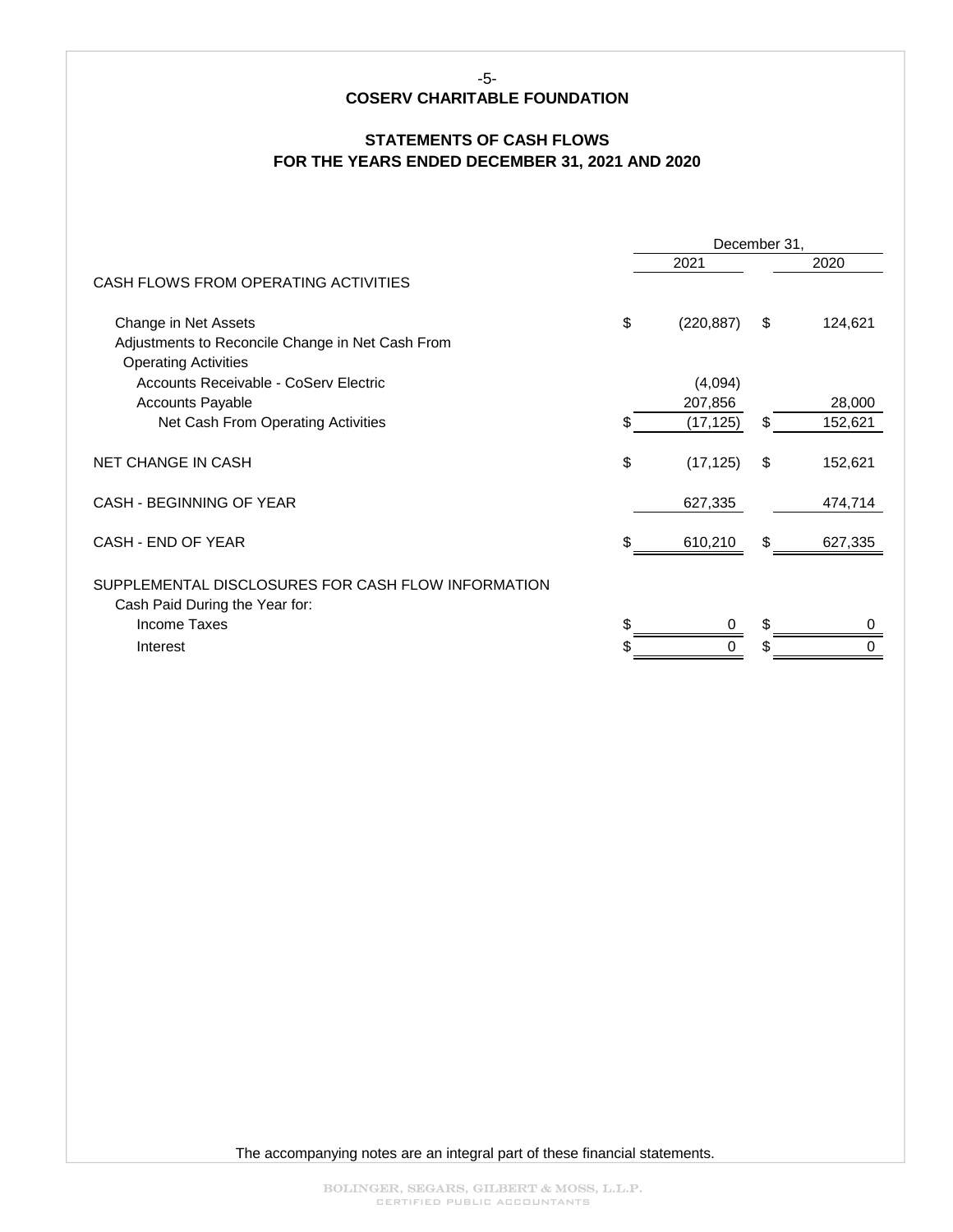# COSERV CHARITABLE FOUNDATION

## STATEMENTS OF CASH FLOWS
## FOR THE YEARS ENDED DECEMBER 31, 2021 AND 2020

| | December 31, 2021 | December 31, 2020 |
|---|---|---|
| CASH FLOWS FROM OPERATING ACTIVITIES | | |
| Change in Net Assets | $ (220,887) | $ 124,621 |
| Adjustments to Reconcile Change in Net Cash From Operating Activities | | |
| Accounts Receivable - CoServ Electric | (4,094) | |
| Accounts Payable | 207,856 | 28,000 |
| Net Cash From Operating Activities | $ (17,125) | $ 152,621 |
| NET CHANGE IN CASH | $ (17,125) | $ 152,621 |
| CASH - BEGINNING OF YEAR | 627,335 | 474,714 |
| CASH - END OF YEAR | $ 610,210 | $ 627,335 |
| SUPPLEMENTAL DISCLOSURES FOR CASH FLOW INFORMATION | | |
| Cash Paid During the Year for: | | |
| Income Taxes | $ 0 | $ 0 |
| Interest | $ 0 | $ 0 |

The accompanying notes are an integral part of these financial statements.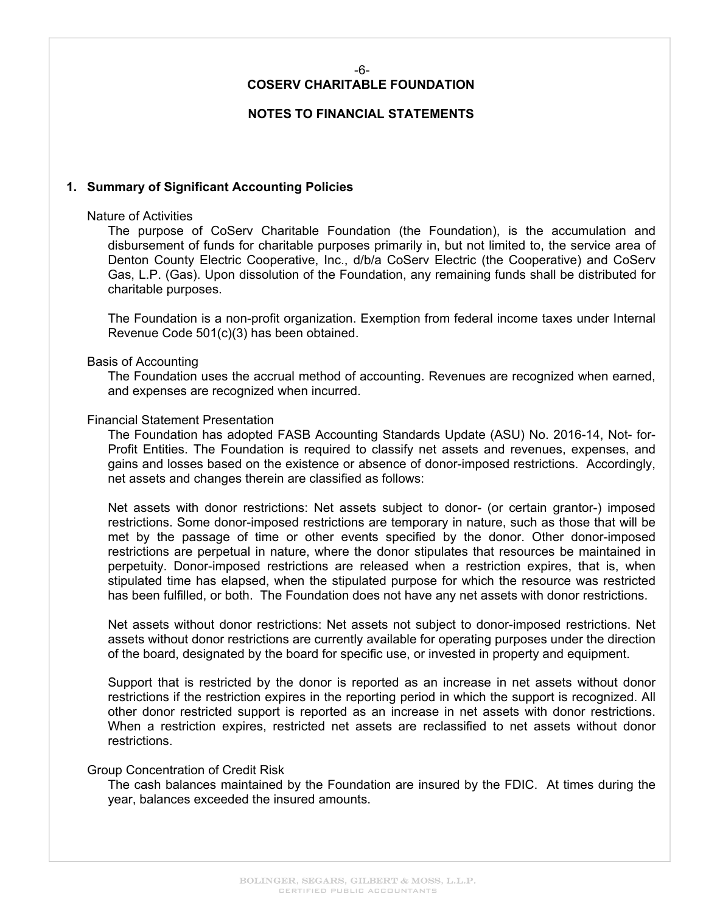# COSERV CHARITABLE FOUNDATION

## NOTES TO FINANCIAL STATEMENTS

### 1. Summary of Significant Accounting Policies

Nature of Activities

The purpose of CoServ Charitable Foundation (the Foundation), is the accumulation and disbursement of funds for charitable purposes primarily in, but not limited to, the service area of Denton County Electric Cooperative, Inc., d/b/a CoServ Electric (the Cooperative) and CoServ Gas, L.P. (Gas). Upon dissolution of the Foundation, any remaining funds shall be distributed for charitable purposes.

The Foundation is a non-profit organization. Exemption from federal income taxes under Internal Revenue Code 501(c)(3) has been obtained.

Basis of Accounting

The Foundation uses the accrual method of accounting. Revenues are recognized when earned, and expenses are recognized when incurred.

Financial Statement Presentation

The Foundation has adopted FASB Accounting Standards Update (ASU) No. 2016-14, Not- for-Profit Entities. The Foundation is required to classify net assets and revenues, expenses, and gains and losses based on the existence or absence of donor-imposed restrictions. Accordingly, net assets and changes therein are classified as follows:

Net assets with donor restrictions: Net assets subject to donor- (or certain grantor-) imposed restrictions. Some donor-imposed restrictions are temporary in nature, such as those that will be met by the passage of time or other events specified by the donor. Other donor-imposed restrictions are perpetual in nature, where the donor stipulates that resources be maintained in perpetuity. Donor-imposed restrictions are released when a restriction expires, that is, when stipulated time has elapsed, when the stipulated purpose for which the resource was restricted has been fulfilled, or both. The Foundation does not have any net assets with donor restrictions.

Net assets without donor restrictions: Net assets not subject to donor-imposed restrictions. Net assets without donor restrictions are currently available for operating purposes under the direction of the board, designated by the board for specific use, or invested in property and equipment.

Support that is restricted by the donor is reported as an increase in net assets without donor restrictions if the restriction expires in the reporting period in which the support is recognized. All other donor restricted support is reported as an increase in net assets with donor restrictions. When a restriction expires, restricted net assets are reclassified to net assets without donor restrictions.

Group Concentration of Credit Risk

The cash balances maintained by the Foundation are insured by the FDIC. At times during the year, balances exceeded the insured amounts.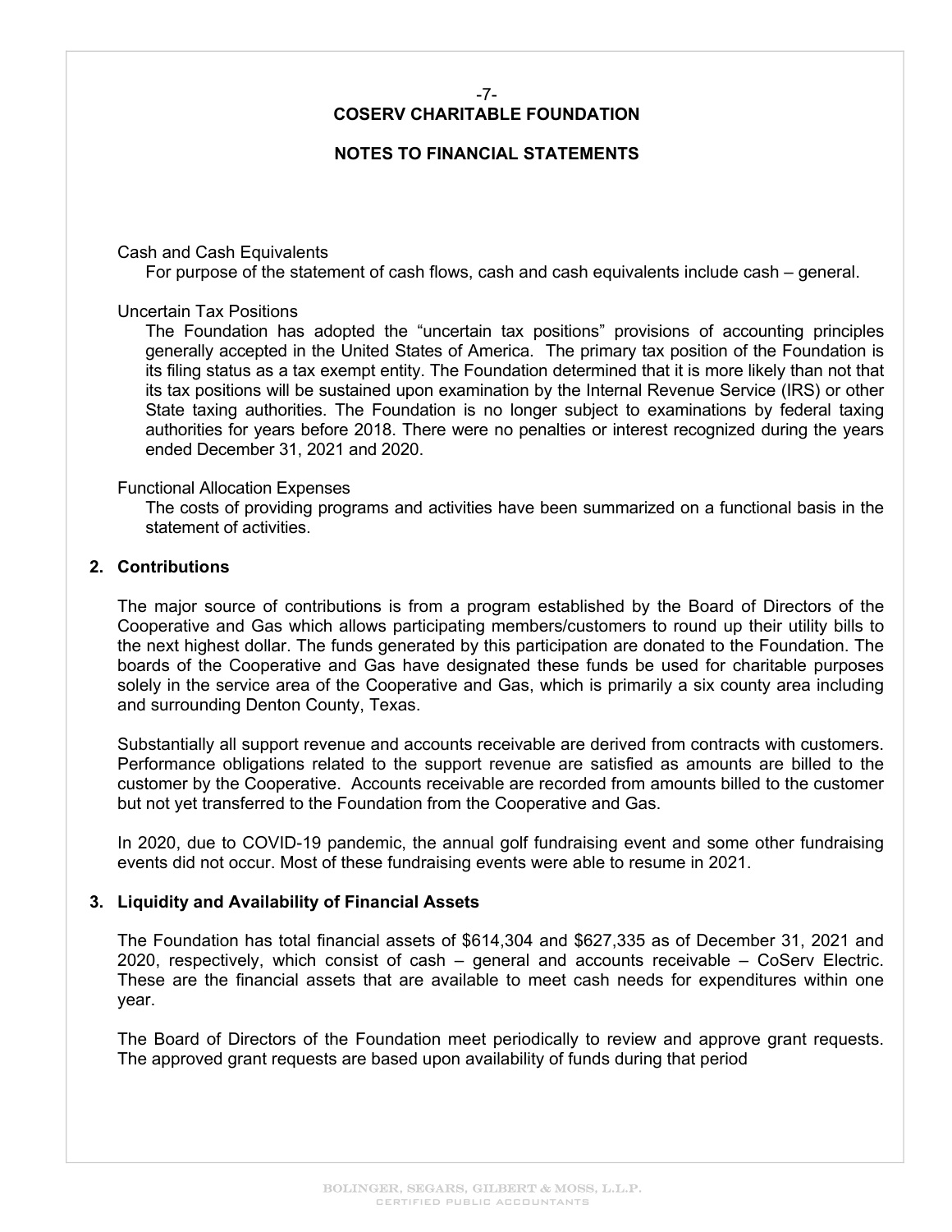Cash and Cash Equivalents

For purpose of the statement of cash flows, cash and cash equivalents include cash – general.

Uncertain Tax Positions

The Foundation has adopted the "uncertain tax positions" provisions of accounting principles generally accepted in the United States of America. The primary tax position of the Foundation is its filing status as a tax exempt entity. The Foundation determined that it is more likely than not that its tax positions will be sustained upon examination by the Internal Revenue Service (IRS) or other State taxing authorities. The Foundation is no longer subject to examinations by federal taxing authorities for years before 2018. There were no penalties or interest recognized during the years ended December 31, 2021 and 2020.

Functional Allocation Expenses

The costs of providing programs and activities have been summarized on a functional basis in the statement of activities.

## 2. Contributions

The major source of contributions is from a program established by the Board of Directors of the Cooperative and Gas which allows participating members/customers to round up their utility bills to the next highest dollar. The funds generated by this participation are donated to the Foundation. The boards of the Cooperative and Gas have designated these funds be used for charitable purposes solely in the service area of the Cooperative and Gas, which is primarily a six county area including and surrounding Denton County, Texas.

Substantially all support revenue and accounts receivable are derived from contracts with customers. Performance obligations related to the support revenue are satisfied as amounts are billed to the customer by the Cooperative. Accounts receivable are recorded from amounts billed to the customer but not yet transferred to the Foundation from the Cooperative and Gas.

In 2020, due to COVID-19 pandemic, the annual golf fundraising event and some other fundraising events did not occur. Most of these fundraising events were able to resume in 2021.

## 3. Liquidity and Availability of Financial Assets

The Foundation has total financial assets of $614,304 and $627,335 as of December 31, 2021 and 2020, respectively, which consist of cash – general and accounts receivable – CoServ Electric. These are the financial assets that are available to meet cash needs for expenditures within one year.

The Board of Directors of the Foundation meet periodically to review and approve grant requests. The approved grant requests are based upon availability of funds during that period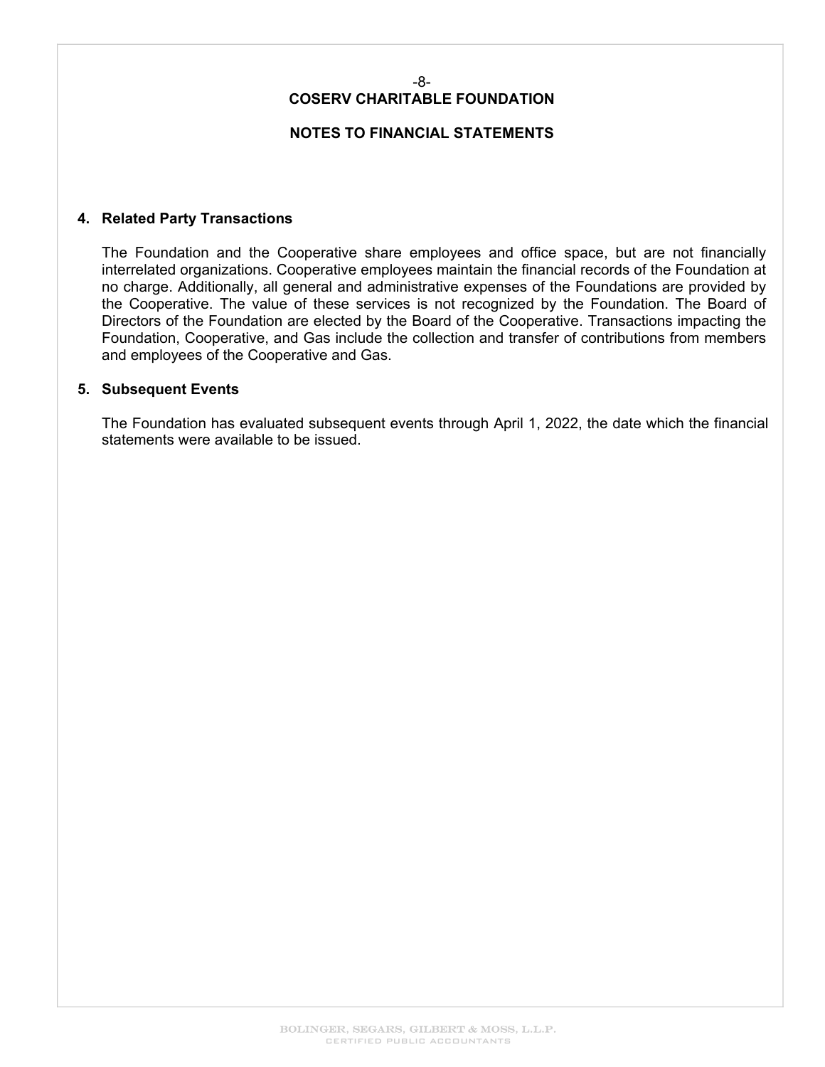**COSERV CHARITABLE FOUNDATION**

**NOTES TO FINANCIAL STATEMENTS**

## 4. Related Party Transactions

The Foundation and the Cooperative share employees and office space, but are not financially interrelated organizations. Cooperative employees maintain the financial records of the Foundation at no charge. Additionally, all general and administrative expenses of the Foundations are provided by the Cooperative. The value of these services is not recognized by the Foundation. The Board of Directors of the Foundation are elected by the Board of the Cooperative. Transactions impacting the Foundation, Cooperative, and Gas include the collection and transfer of contributions from members and employees of the Cooperative and Gas.

## 5. Subsequent Events

The Foundation has evaluated subsequent events through April 1, 2022, the date which the financial statements were available to be issued.